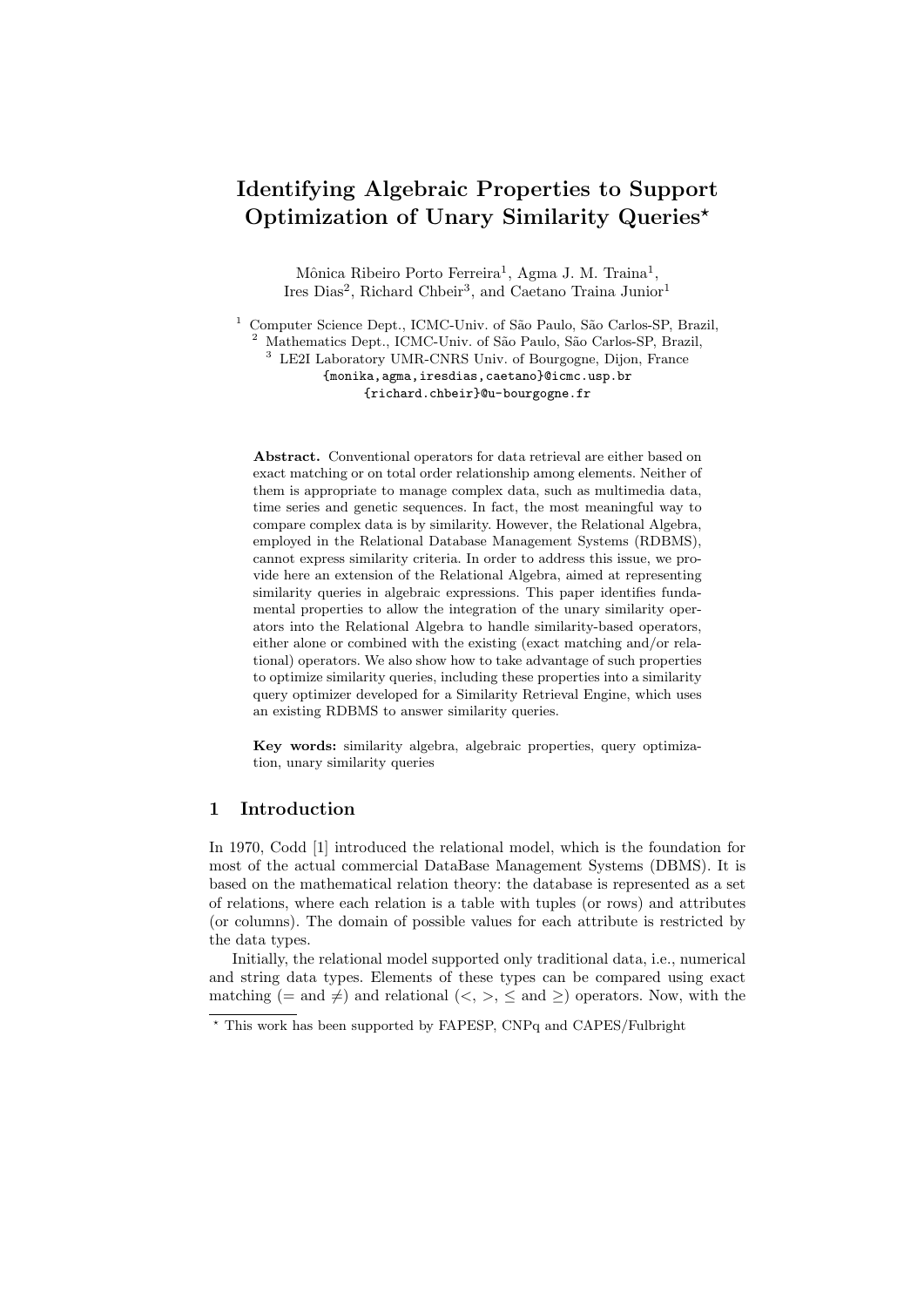# Identifying Algebraic Properties to Support Optimization of Unary Similarity Queries*

Mônica Ribeiro Porto Ferreira[1], Agma J. M. Traina[1], Ires Dias[2], Richard Chbeir[3], and Caetano Traina Junior[1]

[1] Computer Science Dept., ICMC-Univ. of São Paulo, São Carlos-SP, Brazil,
[2] Mathematics Dept., ICMC-Univ. of São Paulo, São Carlos-SP, Brazil,
[3] LE2I Laboratory UMR-CNRS Univ. of Bourgogne, Dijon, France
{monika,agma,iresdias,caetano}@icmc.usp.br
{richard.chbeir}@u-bourgogne.fr

**Abstract.** Conventional operators for data retrieval are either based on exact matching or on total order relationship among elements. Neither of them is appropriate to manage complex data, such as multimedia data, time series and genetic sequences. In fact, the most meaningful way to compare complex data is by similarity. However, the Relational Algebra, employed in the Relational Database Management Systems (RDBMS), cannot express similarity criteria. In order to address this issue, we provide here an extension of the Relational Algebra, aimed at representing similarity queries in algebraic expressions. This paper identifies fundamental properties to allow the integration of the unary similarity operators into the Relational Algebra to handle similarity-based operators, either alone or combined with the existing (exact matching and/or relational) operators. We also show how to take advantage of such properties to optimize similarity queries, including these properties into a similarity query optimizer developed for a Similarity Retrieval Engine, which uses an existing RDBMS to answer similarity queries.

**Key words:** similarity algebra, algebraic properties, query optimization, unary similarity queries

## 1 Introduction

In 1970, Codd [1] introduced the relational model, which is the foundation for most of the actual commercial DataBase Management Systems (DBMS). It is based on the mathematical relation theory: the database is represented as a set of relations, where each relation is a table with tuples (or rows) and attributes (or columns). The domain of possible values for each attribute is restricted by the data types.

Initially, the relational model supported only traditional data, i.e., numerical and string data types. Elements of these types can be compared using exact matching ($=$ and $\neq$) and relational ($<$, $>$, $\leq$ and $\geq$) operators. Now, with the

* This work has been supported by FAPESP, CNPq and CAPES/Fulbright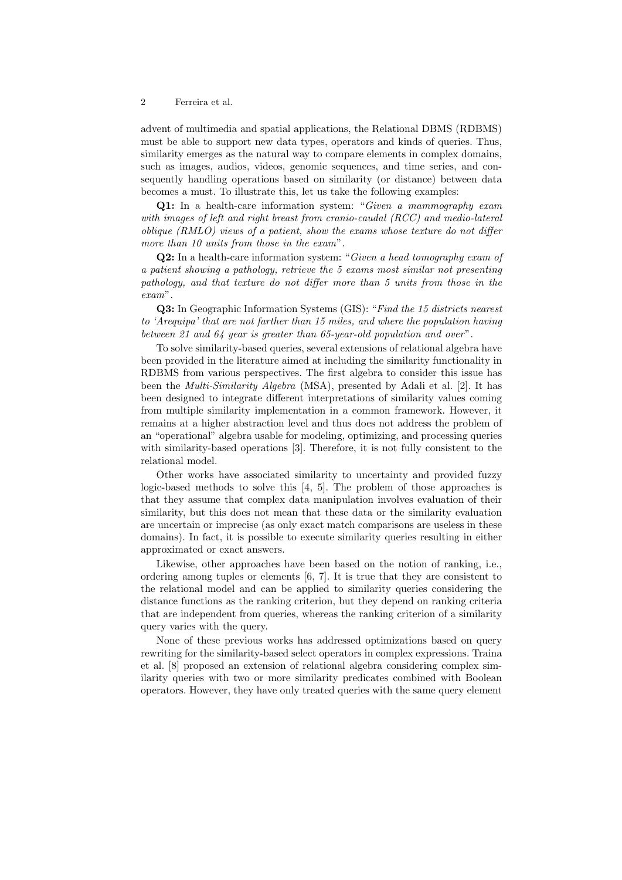advent of multimedia and spatial applications, the Relational DBMS (RDBMS) must be able to support new data types, operators and kinds of queries. Thus, similarity emerges as the natural way to compare elements in complex domains, such as images, audios, videos, genomic sequences, and time series, and consequently handling operations based on similarity (or distance) between data becomes a must. To illustrate this, let us take the following examples:

**Q1:** In a health-care information system: "*Given a mammography exam with images of left and right breast from cranio-caudal (RCC) and medio-lateral oblique (RMLO) views of a patient, show the exams whose texture do not differ more than 10 units from those in the exam*".

**Q2:** In a health-care information system: "*Given a head tomography exam of a patient showing a pathology, retrieve the 5 exams most similar not presenting pathology, and that texture do not differ more than 5 units from those in the exam*".

**Q3:** In Geographic Information Systems (GIS): "*Find the 15 districts nearest to 'Arequipa' that are not farther than 15 miles, and where the population having between 21 and 64 year is greater than 65-year-old population and over*".

To solve similarity-based queries, several extensions of relational algebra have been provided in the literature aimed at including the similarity functionality in RDBMS from various perspectives. The first algebra to consider this issue has been the *Multi-Similarity Algebra* (MSA), presented by Adali et al. [2]. It has been designed to integrate different interpretations of similarity values coming from multiple similarity implementation in a common framework. However, it remains at a higher abstraction level and thus does not address the problem of an "operational" algebra usable for modeling, optimizing, and processing queries with similarity-based operations [3]. Therefore, it is not fully consistent to the relational model.

Other works have associated similarity to uncertainty and provided fuzzy logic-based methods to solve this [4, 5]. The problem of those approaches is that they assume that complex data manipulation involves evaluation of their similarity, but this does not mean that these data or the similarity evaluation are uncertain or imprecise (as only exact match comparisons are useless in these domains). In fact, it is possible to execute similarity queries resulting in either approximated or exact answers.

Likewise, other approaches have been based on the notion of ranking, i.e., ordering among tuples or elements [6, 7]. It is true that they are consistent to the relational model and can be applied to similarity queries considering the distance functions as the ranking criterion, but they depend on ranking criteria that are independent from queries, whereas the ranking criterion of a similarity query varies with the query.

None of these previous works has addressed optimizations based on query rewriting for the similarity-based select operators in complex expressions. Traina et al. [8] proposed an extension of relational algebra considering complex similarity queries with two or more similarity predicates combined with Boolean operators. However, they have only treated queries with the same query element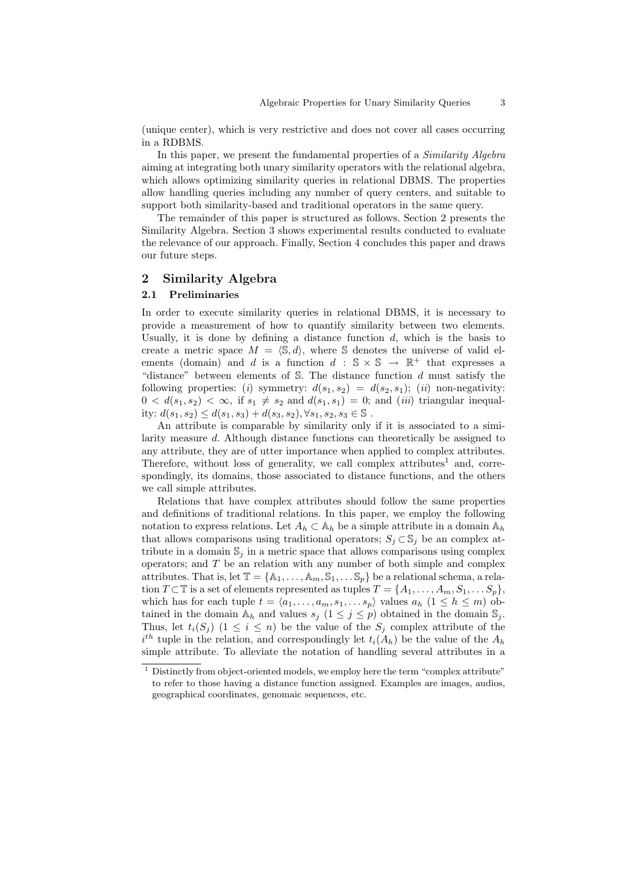(unique center), which is very restrictive and does not cover all cases occurring in a RDBMS.

In this paper, we present the fundamental properties of a *Similarity Algebra* aiming at integrating both unary similarity operators with the relational algebra, which allows optimizing similarity queries in relational DBMS. The properties allow handling queries including any number of query centers, and suitable to support both similarity-based and traditional operators in the same query.

The remainder of this paper is structured as follows. Section 2 presents the Similarity Algebra. Section 3 shows experimental results conducted to evaluate the relevance of our approach. Finally, Section 4 concludes this paper and draws our future steps.

## 2 Similarity Algebra

### 2.1 Preliminaries

In order to execute similarity queries in relational DBMS, it is necessary to provide a measurement of how to quantify similarity between two elements. Usually, it is done by defining a distance function $d$, which is the basis to create a metric space $M = \langle \mathbb{S}, d \rangle$, where $\mathbb{S}$ denotes the universe of valid elements (domain) and $d$ is a function $d : \mathbb{S} \times \mathbb{S} \rightarrow \mathbb{R}^+$ that expresses a "distance" between elements of $\mathbb{S}$. The distance function $d$ must satisfy the following properties: (*i*) symmetry: $d(s_1, s_2) = d(s_2, s_1)$; (*ii*) non-negativity: $0 < d(s_1, s_2) < \infty$, if $s_1 \neq s_2$ and $d(s_1, s_1) = 0$; and (*iii*) triangular inequality: $d(s_1, s_2) \leq d(s_1, s_3) + d(s_3, s_2), \forall s_1, s_2, s_3 \in \mathbb{S}$ .

An attribute is comparable by similarity only if it is associated to a similarity measure $d$. Although distance functions can theoretically be assigned to any attribute, they are of utter importance when applied to complex attributes. Therefore, without loss of generality, we call complex attributes[1] and, correspondingly, its domains, those associated to distance functions, and the others we call simple attributes.

Relations that have complex attributes should follow the same properties and definitions of traditional relations. In this paper, we employ the following notation to express relations. Let $A_h \subset \mathbb{A}_h$ be a simple attribute in a domain $\mathbb{A}_h$ that allows comparisons using traditional operators; $S_j \subset \mathbb{S}_j$ be an complex attribute in a domain $\mathbb{S}_j$ in a metric space that allows comparisons using complex operators; and $T$ be an relation with any number of both simple and complex attributes. That is, let $\mathbb{T} = \{\mathbb{A}_1, \ldots, \mathbb{A}_m, \mathbb{S}_1, \ldots \mathbb{S}_p\}$ be a relational schema, a relation $T \subset \mathbb{T}$ is a set of elements represented as tuples $T = \{A_1, \ldots, A_m, S_1, \ldots S_p\}$, which has for each tuple $t = \langle a_1, \ldots, a_m, s_1, \ldots s_p \rangle$ values $a_h$ $(1 \leq h \leq m)$ obtained in the domain $\mathbb{A}_h$ and values $s_j$ $(1 \leq j \leq p)$ obtained in the domain $\mathbb{S}_j$. Thus, let $t_i(S_j)$ $(1 \leq i \leq n)$ be the value of the $S_j$ complex attribute of the $i^{th}$ tuple in the relation, and correspondingly let $t_i(A_h)$ be the value of the $A_h$ simple attribute. To alleviate the notation of handling several attributes in a

[1] Distinctly from object-oriented models, we employ here the term "complex attribute" to refer to those having a distance function assigned. Examples are images, audios, geographical coordinates, genomaic sequences, etc.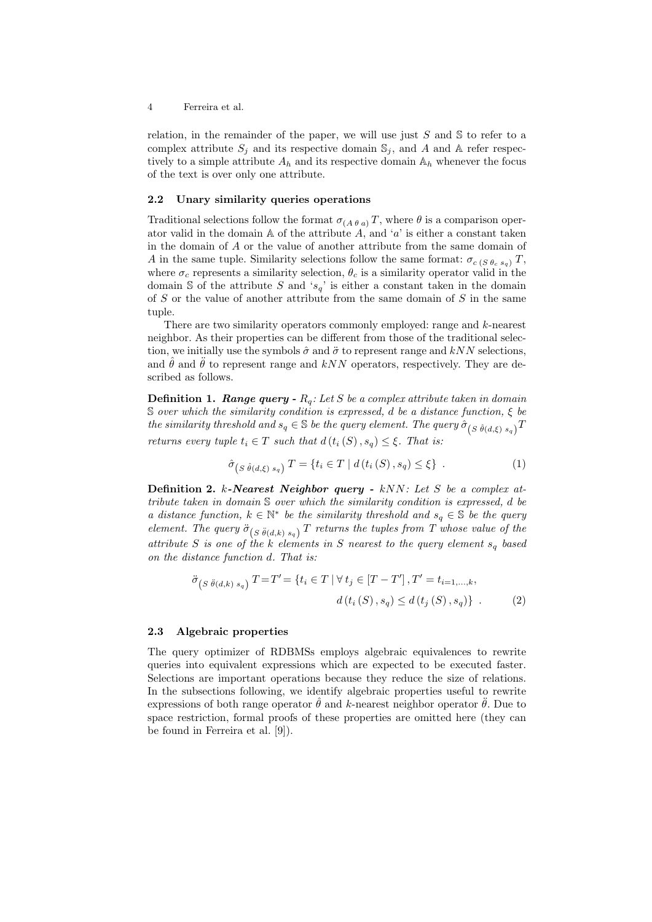relation, in the remainder of the paper, we will use just $S$ and $\mathbb{S}$ to refer to a complex attribute $S_j$ and its respective domain $\mathbb{S}_j$, and $A$ and $\mathbb{A}$ refer respectively to a simple attribute $A_h$ and its respective domain $\mathbb{A}_h$ whenever the focus of the text is over only one attribute.

### 2.2 Unary similarity queries operations

Traditional selections follow the format $\sigma_{(A\ \theta\ a)}\,T$, where $\theta$ is a comparison operator valid in the domain $\mathbb{A}$ of the attribute $A$, and '$a$' is either a constant taken in the domain of $A$ or the value of another attribute from the same domain of $A$ in the same tuple. Similarity selections follow the same format: $\sigma_{c\ (S\ \theta_c\ s_q)}\,T$, where $\sigma_c$ represents a similarity selection, $\theta_c$ is a similarity operator valid in the domain $\mathbb{S}$ of the attribute $S$ and '$s_q$' is either a constant taken in the domain of $S$ or the value of another attribute from the same domain of $S$ in the same tuple.

There are two similarity operators commonly employed: range and $k$-nearest neighbor. As their properties can be different from those of the traditional selection, we initially use the symbols $\hat{\sigma}$ and $\ddot{\sigma}$ to represent range and $kNN$ selections, and $\hat{\theta}$ and $\ddot{\theta}$ to represent range and $kNN$ operators, respectively. They are described as follows.

**Definition 1.** ***Range query -*** $R_q$*: Let $S$ be a complex attribute taken in domain $\mathbb{S}$ over which the similarity condition is expressed, $d$ be a distance function, $\xi$ be the similarity threshold and $s_q \in \mathbb{S}$ be the query element. The query $\hat{\sigma}_{\left(S\ \hat{\theta}(d,\xi)\ s_q\right)}T$ returns every tuple $t_i \in T$ such that $d\left(t_i\left(S\right), s_q\right) \leq \xi$. That is:*

$$\hat{\sigma}_{\left(S\ \hat{\theta}(d,\xi)\ s_q\right)}\,T = \left\{t_i \in T \mid d\left(t_i\left(S\right), s_q\right) \leq \xi\right\}\ . \tag{1}$$

**Definition 2.** ***$k$-Nearest Neighbor query -*** $kNN$*: Let $S$ be a complex attribute taken in domain $\mathbb{S}$ over which the similarity condition is expressed, $d$ be a distance function, $k \in \mathbb{N}^*$ be the similarity threshold and $s_q \in \mathbb{S}$ be the query element. The query $\ddot{\sigma}_{\left(S\ \ddot{\theta}(d,k)\ s_q\right)}\,T$ returns the tuples from $T$ whose value of the attribute $S$ is one of the $k$ elements in $S$ nearest to the query element $s_q$ based on the distance function $d$. That is:*

$$\begin{aligned}\ddot{\sigma}_{\left(S\ \ddot{\theta}(d,k)\ s_q\right)}\,T = T' = \{t_i \in T \mid \forall\, t_j \in \left[T - T'\right], T' = t_{i=1,\ldots,k},\\ d\left(t_i\left(S\right), s_q\right) \leq d\left(t_j\left(S\right), s_q\right)\}\ .\end{aligned} \tag{2}$$

### 2.3 Algebraic properties

The query optimizer of RDBMSs employs algebraic equivalences to rewrite queries into equivalent expressions which are expected to be executed faster. Selections are important operations because they reduce the size of relations. In the subsections following, we identify algebraic properties useful to rewrite expressions of both range operator $\hat{\theta}$ and $k$-nearest neighbor operator $\ddot{\theta}$. Due to space restriction, formal proofs of these properties are omitted here (they can be found in Ferreira et al. [9]).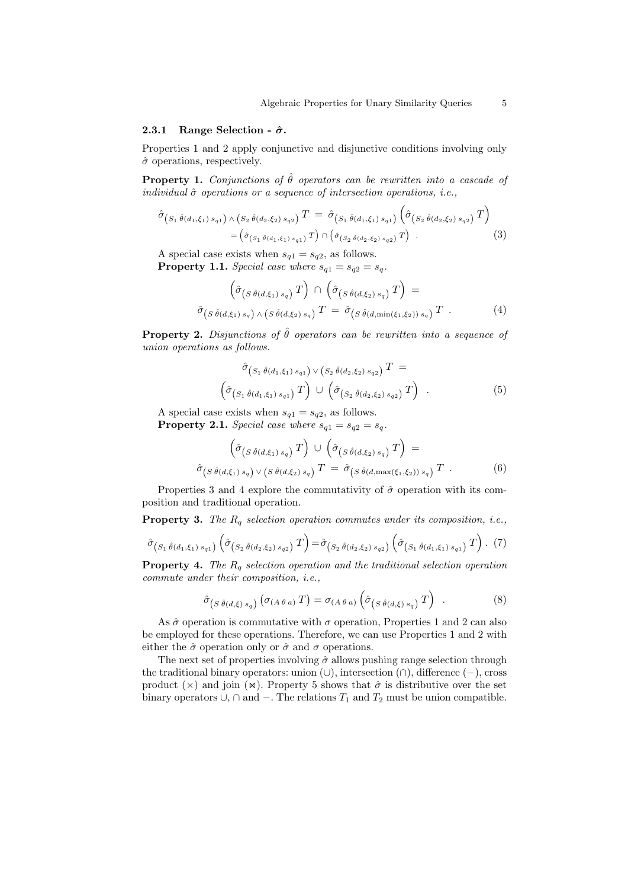#### 2.3.1 Range Selection - $\hat{\sigma}$.

Properties 1 and 2 apply conjunctive and disjunctive conditions involving only $\hat{\sigma}$ operations, respectively.

**Property 1.** *Conjunctions of $\hat{\theta}$ operators can be rewritten into a cascade of individual $\hat{\sigma}$ operations or a sequence of intersection operations, i.e.,*

$$\hat{\sigma}_{\left(S_1\, \hat{\theta}(d_1,\xi_1)\, s_{q1}\right) \wedge \left(S_2\, \hat{\theta}(d_2,\xi_2)\, s_{q2}\right)} T = \hat{\sigma}_{\left(S_1\, \hat{\theta}(d_1,\xi_1)\, s_{q1}\right)} \left(\hat{\sigma}_{\left(S_2\, \hat{\theta}(d_2,\xi_2)\, s_{q2}\right)} T\right)$$
$$= \left(\hat{\sigma}_{\left(S_1\, \hat{\theta}(d_1,\xi_1)\, s_{q1}\right)} T\right) \cap \left(\hat{\sigma}_{\left(S_2\, \hat{\theta}(d_2,\xi_2)\, s_{q2}\right)} T\right) \quad . \tag{3}$$

A special case exists when $s_{q1} = s_{q2}$, as follows.

**Property 1.1.** *Special case where $s_{q1} = s_{q2} = s_q$.*

$$\left(\hat{\sigma}_{\left(S\, \hat{\theta}(d,\xi_1)\, s_q\right)} T\right) \cap \left(\hat{\sigma}_{\left(S\, \hat{\theta}(d,\xi_2)\, s_q\right)} T\right) =$$
$$\hat{\sigma}_{\left(S\, \hat{\theta}(d,\xi_1)\, s_q\right) \wedge \left(S\, \hat{\theta}(d,\xi_2)\, s_q\right)} T = \hat{\sigma}_{\left(S\, \hat{\theta}(d,\min(\xi_1,\xi_2))\, s_q\right)} T \quad . \tag{4}$$

**Property 2.** *Disjunctions of $\hat{\theta}$ operators can be rewritten into a sequence of union operations as follows.*

$$\hat{\sigma}_{\left(S_1\, \hat{\theta}(d_1,\xi_1)\, s_{q1}\right) \vee \left(S_2\, \hat{\theta}(d_2,\xi_2)\, s_{q2}\right)} T =$$
$$\left(\hat{\sigma}_{\left(S_1\, \hat{\theta}(d_1,\xi_1)\, s_{q1}\right)} T\right) \cup \left(\hat{\sigma}_{\left(S_2\, \hat{\theta}(d_2,\xi_2)\, s_{q2}\right)} T\right) \quad . \tag{5}$$

A special case exists when $s_{q1} = s_{q2}$, as follows.

**Property 2.1.** *Special case where $s_{q1} = s_{q2} = s_q$.*

$$\left(\hat{\sigma}_{\left(S\, \hat{\theta}(d,\xi_1)\, s_q\right)} T\right) \cup \left(\hat{\sigma}_{\left(S\, \hat{\theta}(d,\xi_2)\, s_q\right)} T\right) =$$
$$\hat{\sigma}_{\left(S\, \hat{\theta}(d,\xi_1)\, s_q\right) \vee \left(S\, \hat{\theta}(d,\xi_2)\, s_q\right)} T = \hat{\sigma}_{\left(S\, \hat{\theta}(d,\max(\xi_1,\xi_2))\, s_q\right)} T \quad . \tag{6}$$

Properties 3 and 4 explore the commutativity of $\hat{\sigma}$ operation with its composition and traditional operation.

**Property 3.** *The $R_q$ selection operation commutes under its composition, i.e.,*

$$\hat{\sigma}_{\left(S_1\, \hat{\theta}(d_1,\xi_1)\, s_{q1}\right)} \left(\hat{\sigma}_{\left(S_2\, \hat{\theta}(d_2,\xi_2)\, s_{q2}\right)} T\right) = \hat{\sigma}_{\left(S_2\, \hat{\theta}(d_2,\xi_2)\, s_{q2}\right)} \left(\hat{\sigma}_{\left(S_1\, \hat{\theta}(d_1,\xi_1)\, s_{q1}\right)} T\right) . \tag{7}$$

**Property 4.** *The $R_q$ selection operation and the traditional selection operation commute under their composition, i.e.,*

$$\hat{\sigma}_{\left(S\, \hat{\theta}(d,\xi)\, s_q\right)} \left(\sigma_{(A\,\theta\,a)}\, T\right) = \sigma_{(A\,\theta\,a)} \left(\hat{\sigma}_{\left(S\, \hat{\theta}(d,\xi)\, s_q\right)} T\right) \quad . \tag{8}$$

As $\hat{\sigma}$ operation is commutative with $\sigma$ operation, Properties 1 and 2 can also be employed for these operations. Therefore, we can use Properties 1 and 2 with either the $\hat{\sigma}$ operation only or $\hat{\sigma}$ and $\sigma$ operations.

The next set of properties involving $\hat{\sigma}$ allows pushing range selection through the traditional binary operators: union ($\cup$), intersection ($\cap$), difference ($-$), cross product ($\times$) and join ($\bowtie$). Property 5 shows that $\hat{\sigma}$ is distributive over the set binary operators $\cup$, $\cap$ and $-$. The relations $T_1$ and $T_2$ must be union compatible.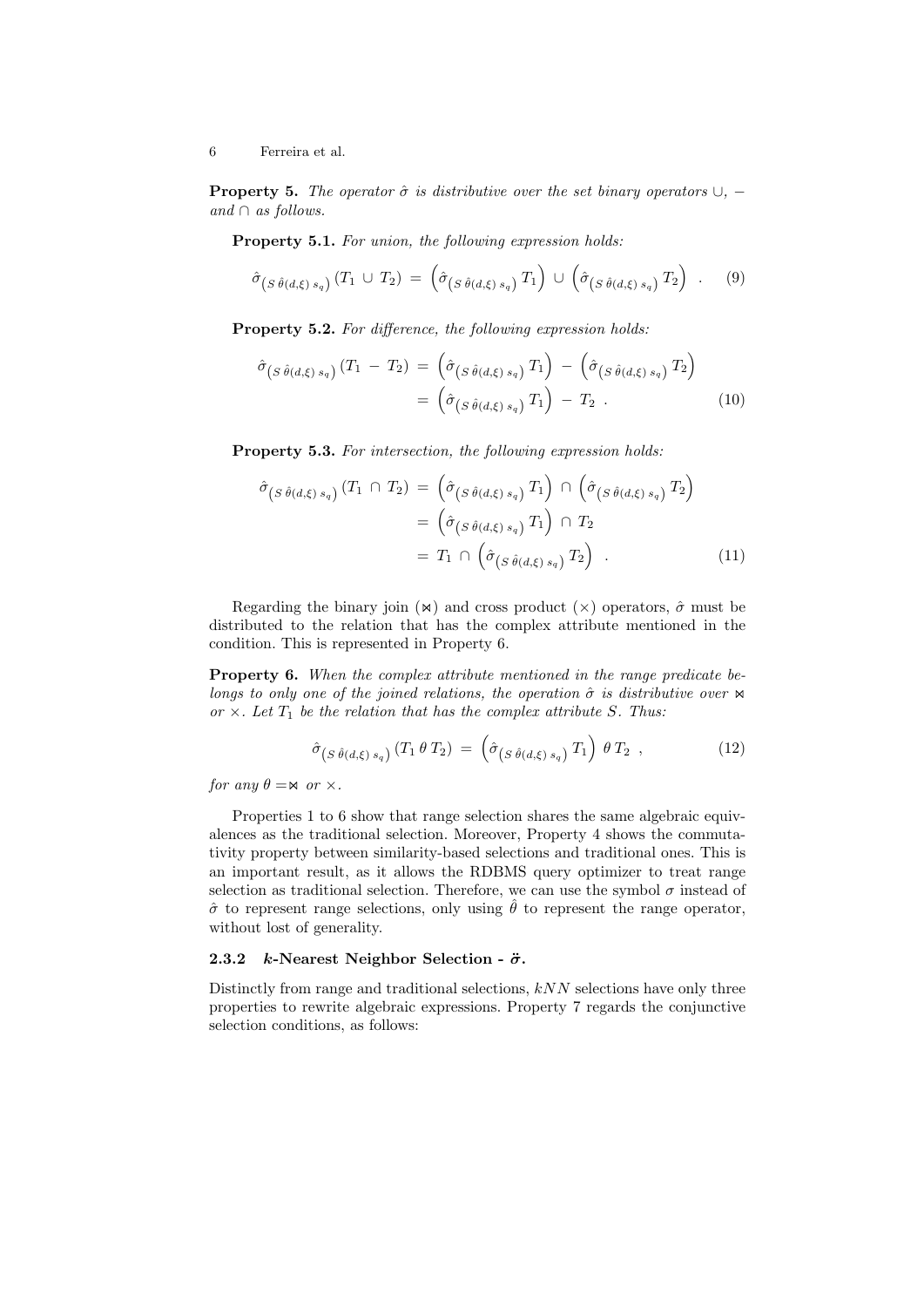**Property 5.** *The operator $\hat{\sigma}$ is distributive over the set binary operators $\cup$, $-$ and $\cap$ as follows.*

**Property 5.1.** *For union, the following expression holds:*

$$\hat{\sigma}_{\left(S\,\hat{\theta}(d,\xi)\,s_q\right)}\left(T_1 \,\cup\, T_2\right) \,=\, \left(\hat{\sigma}_{\left(S\,\hat{\theta}(d,\xi)\,s_q\right)}\,T_1\right) \,\cup\, \left(\hat{\sigma}_{\left(S\,\hat{\theta}(d,\xi)\,s_q\right)}\,T_2\right) \quad . \tag{9}$$

**Property 5.2.** *For difference, the following expression holds:*

$$\begin{aligned}\hat{\sigma}_{\left(S\,\hat{\theta}(d,\xi)\,s_q\right)}\left(T_1 \,-\, T_2\right) &= \left(\hat{\sigma}_{\left(S\,\hat{\theta}(d,\xi)\,s_q\right)}\,T_1\right) \,-\, \left(\hat{\sigma}_{\left(S\,\hat{\theta}(d,\xi)\,s_q\right)}\,T_2\right) \\ &= \left(\hat{\sigma}_{\left(S\,\hat{\theta}(d,\xi)\,s_q\right)}\,T_1\right) \,-\, T_2 \ .\end{aligned} \tag{10}$$

**Property 5.3.** *For intersection, the following expression holds:*

$$\begin{aligned}\hat{\sigma}_{\left(S\,\hat{\theta}(d,\xi)\,s_q\right)}\left(T_1 \,\cap\, T_2\right) &= \left(\hat{\sigma}_{\left(S\,\hat{\theta}(d,\xi)\,s_q\right)}\,T_1\right) \,\cap\, \left(\hat{\sigma}_{\left(S\,\hat{\theta}(d,\xi)\,s_q\right)}\,T_2\right) \\ &= \left(\hat{\sigma}_{\left(S\,\hat{\theta}(d,\xi)\,s_q\right)}\,T_1\right) \,\cap\, T_2 \\ &= T_1 \,\cap\, \left(\hat{\sigma}_{\left(S\,\hat{\theta}(d,\xi)\,s_q\right)}\,T_2\right) \ .\end{aligned} \tag{11}$$

Regarding the binary join ($\bowtie$) and cross product ($\times$) operators, $\hat{\sigma}$ must be distributed to the relation that has the complex attribute mentioned in the condition. This is represented in Property 6.

**Property 6.** *When the complex attribute mentioned in the range predicate belongs to only one of the joined relations, the operation $\hat{\sigma}$ is distributive over $\bowtie$ or $\times$. Let $T_1$ be the relation that has the complex attribute $S$. Thus:*

$$\hat{\sigma}_{\left(S\,\hat{\theta}(d,\xi)\,s_q\right)}\left(T_1\,\theta\,T_2\right) \,=\, \left(\hat{\sigma}_{\left(S\,\hat{\theta}(d,\xi)\,s_q\right)}\,T_1\right)\,\theta\,T_2 \ , \tag{12}$$

*for any $\theta = \bowtie$ or $\times$.*

Properties 1 to 6 show that range selection shares the same algebraic equivalences as the traditional selection. Moreover, Property 4 shows the commutativity property between similarity-based selections and traditional ones. This is an important result, as it allows the RDBMS query optimizer to treat range selection as traditional selection. Therefore, we can use the symbol $\sigma$ instead of $\hat{\sigma}$ to represent range selections, only using $\hat{\theta}$ to represent the range operator, without lost of generality.

### 2.3.2 *k*-Nearest Neighbor Selection - $\ddot{\sigma}$.

Distinctly from range and traditional selections, $kNN$ selections have only three properties to rewrite algebraic expressions. Property 7 regards the conjunctive selection conditions, as follows: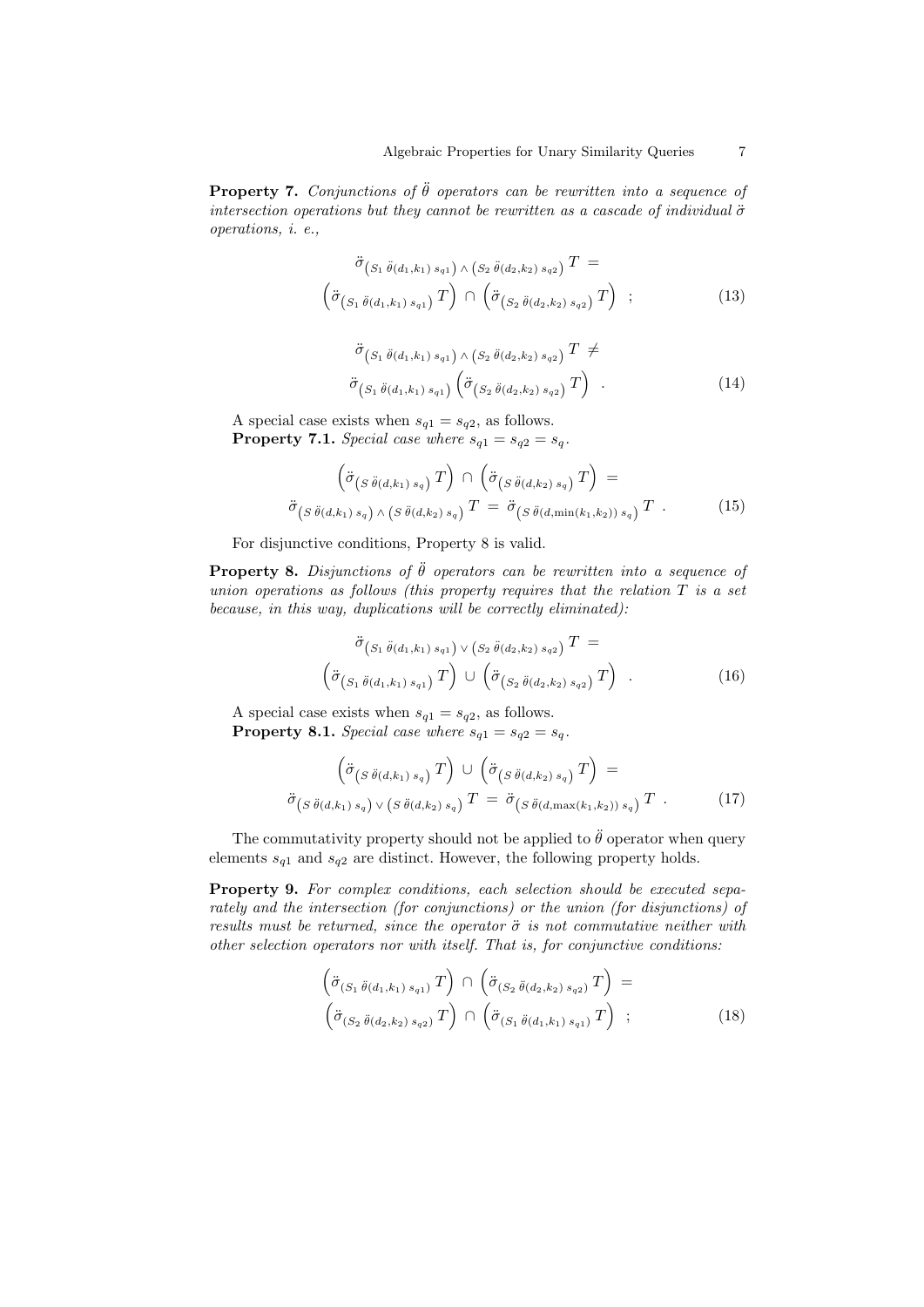**Property 7.** *Conjunctions of $\ddot{\theta}$ operators can be rewritten into a sequence of intersection operations but they cannot be rewritten as a cascade of individual $\ddot{\sigma}$ operations, i. e.,*

$$\ddot{\sigma}_{\left(S_1\,\ddot{\theta}(d_1,k_1)\,s_{q1}\right)\,\wedge\,\left(S_2\,\ddot{\theta}(d_2,k_2)\,s_{q2}\right)}\,T \;=\; \left(\ddot{\sigma}_{\left(S_1\,\ddot{\theta}(d_1,k_1)\,s_{q1}\right)}\,T\right)\,\cap\,\left(\ddot{\sigma}_{\left(S_2\,\ddot{\theta}(d_2,k_2)\,s_{q2}\right)}\,T\right) \quad ; \tag{13}$$

$$\ddot{\sigma}_{\left(S_1\,\ddot{\theta}(d_1,k_1)\,s_{q1}\right)\,\wedge\,\left(S_2\,\ddot{\theta}(d_2,k_2)\,s_{q2}\right)}\,T \;\neq\; \ddot{\sigma}_{\left(S_1\,\ddot{\theta}(d_1,k_1)\,s_{q1}\right)}\left(\ddot{\sigma}_{\left(S_2\,\ddot{\theta}(d_2,k_2)\,s_{q2}\right)}\,T\right) \quad . \tag{14}$$

A special case exists when $s_{q1} = s_{q2}$, as follows.
**Property 7.1.** *Special case where $s_{q1} = s_{q2} = s_q$.*

$$\left(\ddot{\sigma}_{\left(S\,\ddot{\theta}(d,k_1)\,s_q\right)}\,T\right)\,\cap\,\left(\ddot{\sigma}_{\left(S\,\ddot{\theta}(d,k_2)\,s_q\right)}\,T\right) \;=\; \ddot{\sigma}_{\left(S\,\ddot{\theta}(d,k_1)\,s_q\right)\,\wedge\,\left(S\,\ddot{\theta}(d,k_2)\,s_q\right)}\,T \;=\; \ddot{\sigma}_{\left(S\,\ddot{\theta}(d,\min(k_1,k_2))\,s_q\right)}\,T \quad . \tag{15}$$

For disjunctive conditions, Property 8 is valid.

**Property 8.** *Disjunctions of $\ddot{\theta}$ operators can be rewritten into a sequence of union operations as follows (this property requires that the relation $T$ is a set because, in this way, duplications will be correctly eliminated):*

$$\ddot{\sigma}_{\left(S_1\,\ddot{\theta}(d_1,k_1)\,s_{q1}\right)\,\vee\,\left(S_2\,\ddot{\theta}(d_2,k_2)\,s_{q2}\right)}\,T \;=\; \left(\ddot{\sigma}_{\left(S_1\,\ddot{\theta}(d_1,k_1)\,s_{q1}\right)}\,T\right)\,\cup\,\left(\ddot{\sigma}_{\left(S_2\,\ddot{\theta}(d_2,k_2)\,s_{q2}\right)}\,T\right) \quad . \tag{16}$$

A special case exists when $s_{q1} = s_{q2}$, as follows.
**Property 8.1.** *Special case where $s_{q1} = s_{q2} = s_q$.*

$$\left(\ddot{\sigma}_{\left(S\,\ddot{\theta}(d,k_1)\,s_q\right)}\,T\right)\,\cup\,\left(\ddot{\sigma}_{\left(S\,\ddot{\theta}(d,k_2)\,s_q\right)}\,T\right) \;=\; \ddot{\sigma}_{\left(S\,\ddot{\theta}(d,k_1)\,s_q\right)\,\vee\,\left(S\,\ddot{\theta}(d,k_2)\,s_q\right)}\,T \;=\; \ddot{\sigma}_{\left(S\,\ddot{\theta}(d,\max(k_1,k_2))\,s_q\right)}\,T \quad . \tag{17}$$

The commutativity property should not be applied to $\ddot{\theta}$ operator when query elements $s_{q1}$ and $s_{q2}$ are distinct. However, the following property holds.

**Property 9.** *For complex conditions, each selection should be executed separately and the intersection (for conjunctions) or the union (for disjunctions) of results must be returned, since the operator $\ddot{\sigma}$ is not commutative neither with other selection operators nor with itself. That is, for conjunctive conditions:*

$$\left(\ddot{\sigma}_{(S_1\,\ddot{\theta}(d_1,k_1)\,s_{q1})}\,T\right)\,\cap\,\left(\ddot{\sigma}_{(S_2\,\ddot{\theta}(d_2,k_2)\,s_{q2})}\,T\right) \;=\; \left(\ddot{\sigma}_{(S_2\,\ddot{\theta}(d_2,k_2)\,s_{q2})}\,T\right)\,\cap\,\left(\ddot{\sigma}_{(S_1\,\ddot{\theta}(d_1,k_1)\,s_{q1})}\,T\right) \quad ; \tag{18}$$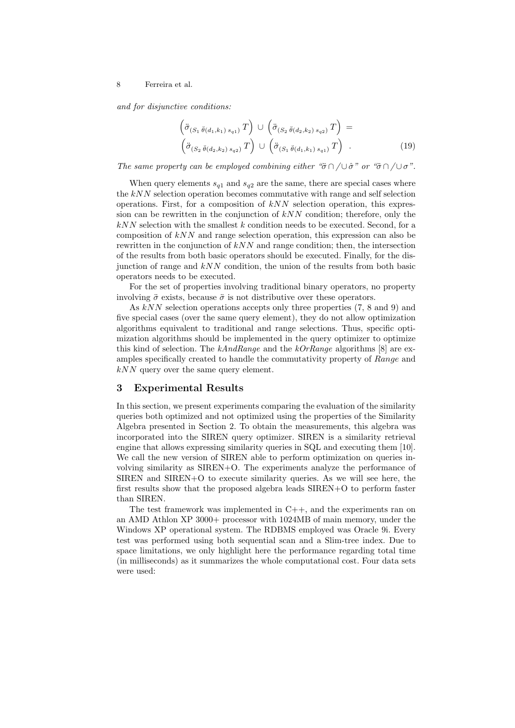*and for disjunctive conditions:*

$$\left(\ddot{\sigma}_{(S_1\,\ddot{\theta}(d_1,k_1)\,s_{q1})}\,T\right)\,\cup\,\left(\ddot{\sigma}_{(S_2\,\ddot{\theta}(d_2,k_2)\,s_{q2})}\,T\right)\;=\;\left(\ddot{\sigma}_{(S_2\,\ddot{\theta}(d_2,k_2)\,s_{q2})}\,T\right)\,\cup\,\left(\ddot{\sigma}_{(S_1\,\ddot{\theta}(d_1,k_1)\,s_{q1})}\,T\right)\quad. \tag{19}$$

*The same property can be employed combining either "$\ddot{\sigma} \cap / \cup \hat{\sigma}$" or "$\ddot{\sigma} \cap / \cup \sigma$".*

When query elements $s_{q1}$ and $s_{q2}$ are the same, there are special cases where the $kNN$ selection operation becomes commutative with range and self selection operations. First, for a composition of $kNN$ selection operation, this expression can be rewritten in the conjunction of $kNN$ condition; therefore, only the $kNN$ selection with the smallest $k$ condition needs to be executed. Second, for a composition of $kNN$ and range selection operation, this expression can also be rewritten in the conjunction of $kNN$ and range condition; then, the intersection of the results from both basic operators should be executed. Finally, for the disjunction of range and $kNN$ condition, the union of the results from both basic operators needs to be executed.

For the set of properties involving traditional binary operators, no property involving $\ddot{\sigma}$ exists, because $\ddot{\sigma}$ is not distributive over these operators.

As $kNN$ selection operations accepts only three properties (7, 8 and 9) and five special cases (over the same query element), they do not allow optimization algorithms equivalent to traditional and range selections. Thus, specific optimization algorithms should be implemented in the query optimizer to optimize this kind of selection. The *kAndRange* and the *kOrRange* algorithms [8] are examples specifically created to handle the commutativity property of *Range* and $kNN$ query over the same query element.

## 3 Experimental Results

In this section, we present experiments comparing the evaluation of the similarity queries both optimized and not optimized using the properties of the Similarity Algebra presented in Section 2. To obtain the measurements, this algebra was incorporated into the SIREN query optimizer. SIREN is a similarity retrieval engine that allows expressing similarity queries in SQL and executing them [10]. We call the new version of SIREN able to perform optimization on queries involving similarity as SIREN+O. The experiments analyze the performance of SIREN and SIREN+O to execute similarity queries. As we will see here, the first results show that the proposed algebra leads SIREN+O to perform faster than SIREN.

The test framework was implemented in C++, and the experiments ran on an AMD Athlon XP 3000+ processor with 1024MB of main memory, under the Windows XP operational system. The RDBMS employed was Oracle 9i. Every test was performed using both sequential scan and a Slim-tree index. Due to space limitations, we only highlight here the performance regarding total time (in milliseconds) as it summarizes the whole computational cost. Four data sets were used: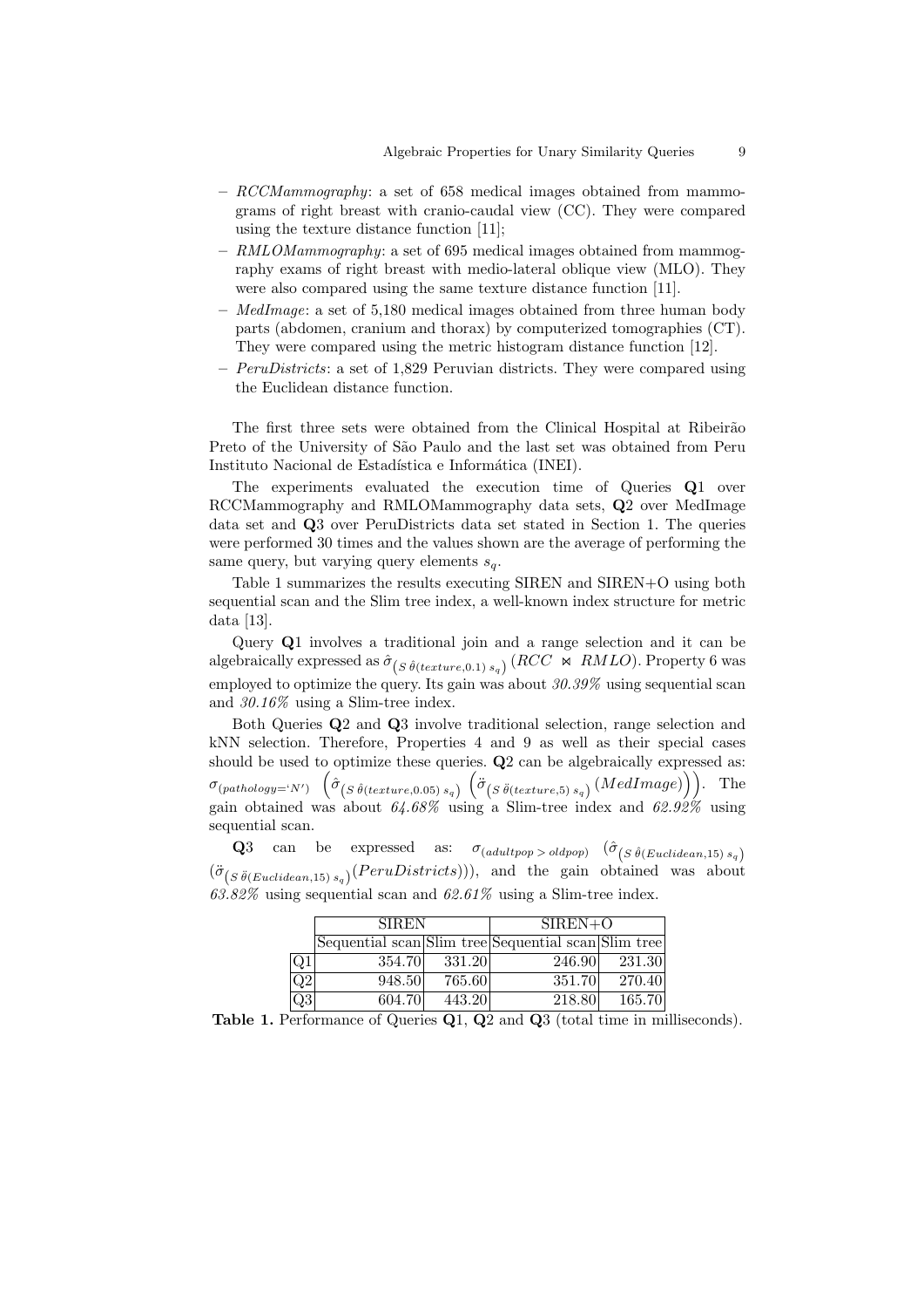- *RCCMammography*: a set of 658 medical images obtained from mammograms of right breast with cranio-caudal view (CC). They were compared using the texture distance function [11];
- *RMLOMammography*: a set of 695 medical images obtained from mammography exams of right breast with medio-lateral oblique view (MLO). They were also compared using the same texture distance function [11].
- *MedImage*: a set of 5,180 medical images obtained from three human body parts (abdomen, cranium and thorax) by computerized tomographies (CT). They were compared using the metric histogram distance function [12].
- *PeruDistricts*: a set of 1,829 Peruvian districts. They were compared using the Euclidean distance function.

The first three sets were obtained from the Clinical Hospital at Ribeirão Preto of the University of São Paulo and the last set was obtained from Peru Instituto Nacional de Estadística e Informática (INEI).

The experiments evaluated the execution time of Queries **Q**1 over RCCMammography and RMLOMammography data sets, **Q**2 over MedImage data set and **Q**3 over PeruDistricts data set stated in Section 1. The queries were performed 30 times and the values shown are the average of performing the same query, but varying query elements $s_q$.

Table 1 summarizes the results executing SIREN and SIREN+O using both sequential scan and the Slim tree index, a well-known index structure for metric data [13].

Query **Q**1 involves a traditional join and a range selection and it can be algebraically expressed as $\hat{\sigma}_{\left(S\, \hat{\theta}(texture,0.1)\; s_q\right)}\left(RCC \bowtie RMLO\right)$. Property 6 was employed to optimize the query. Its gain was about *30.39%* using sequential scan and *30.16%* using a Slim-tree index.

Both Queries **Q**2 and **Q**3 involve traditional selection, range selection and kNN selection. Therefore, Properties 4 and 9 as well as their special cases should be used to optimize these queries. **Q**2 can be algebraically expressed as: $\sigma_{(pathology=`N')}\ \left(\hat{\sigma}_{\left(S\, \hat{\theta}(texture,0.05)\; s_q\right)}\ \left(\ddot{\sigma}_{\left(S\, \ddot{\theta}(texture,5)\; s_q\right)}\left(MedImage\right)\right)\right)$. The gain obtained was about *64.68%* using a Slim-tree index and *62.92%* using sequential scan.

**Q**3 can be expressed as: $\sigma_{(adultpop\, >\, oldpop)}\ \left(\hat{\sigma}_{\left(S\, \hat{\theta}(Euclidean,15)\; s_q\right)}\right.$ $\left.\left(\ddot{\sigma}_{\left(S\, \ddot{\theta}(Euclidean,15)\; s_q\right)}(PeruDistricts)\right)\right)$, and the gain obtained was about *63.82%* using sequential scan and *62.61%* using a Slim-tree index.

| | SIREN | | SIREN+O | |
|---|---|---|---|---|
| | Sequential scan | Slim tree | Sequential scan | Slim tree |
| Q1 | 354.70 | 331.20 | 246.90 | 231.30 |
| Q2 | 948.50 | 765.60 | 351.70 | 270.40 |
| Q3 | 604.70 | 443.20 | 218.80 | 165.70 |

**Table 1.** Performance of Queries **Q**1, **Q**2 and **Q**3 (total time in milliseconds).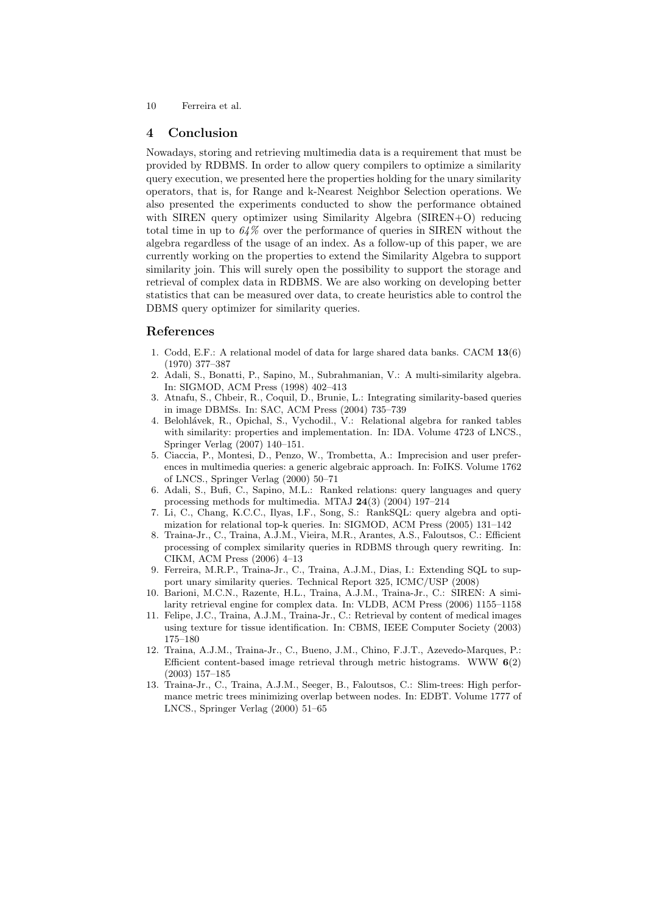## 4 Conclusion

Nowadays, storing and retrieving multimedia data is a requirement that must be provided by RDBMS. In order to allow query compilers to optimize a similarity query execution, we presented here the properties holding for the unary similarity operators, that is, for Range and k-Nearest Neighbor Selection operations. We also presented the experiments conducted to show the performance obtained with SIREN query optimizer using Similarity Algebra (SIREN+O) reducing total time in up to *64%* over the performance of queries in SIREN without the algebra regardless of the usage of an index. As a follow-up of this paper, we are currently working on the properties to extend the Similarity Algebra to support similarity join. This will surely open the possibility to support the storage and retrieval of complex data in RDBMS. We are also working on developing better statistics that can be measured over data, to create heuristics able to control the DBMS query optimizer for similarity queries.

## References

1. Codd, E.F.: A relational model of data for large shared data banks. CACM **13**(6) (1970) 377–387
2. Adali, S., Bonatti, P., Sapino, M., Subrahmanian, V.: A multi-similarity algebra. In: SIGMOD, ACM Press (1998) 402–413
3. Atnafu, S., Chbeir, R., Coquil, D., Brunie, L.: Integrating similarity-based queries in image DBMSs. In: SAC, ACM Press (2004) 735–739
4. Belohlávek, R., Opichal, S., Vychodil., V.: Relational algebra for ranked tables with similarity: properties and implementation. In: IDA. Volume 4723 of LNCS., Springer Verlag (2007) 140–151.
5. Ciaccia, P., Montesi, D., Penzo, W., Trombetta, A.: Imprecision and user preferences in multimedia queries: a generic algebraic approach. In: FoIKS. Volume 1762 of LNCS., Springer Verlag (2000) 50–71
6. Adali, S., Bufi, C., Sapino, M.L.: Ranked relations: query languages and query processing methods for multimedia. MTAJ **24**(3) (2004) 197–214
7. Li, C., Chang, K.C.C., Ilyas, I.F., Song, S.: RankSQL: query algebra and optimization for relational top-k queries. In: SIGMOD, ACM Press (2005) 131–142
8. Traina-Jr., C., Traina, A.J.M., Vieira, M.R., Arantes, A.S., Faloutsos, C.: Efficient processing of complex similarity queries in RDBMS through query rewriting. In: CIKM, ACM Press (2006) 4–13
9. Ferreira, M.R.P., Traina-Jr., C., Traina, A.J.M., Dias, I.: Extending SQL to support unary similarity queries. Technical Report 325, ICMC/USP (2008)
10. Barioni, M.C.N., Razente, H.L., Traina, A.J.M., Traina-Jr., C.: SIREN: A similarity retrieval engine for complex data. In: VLDB, ACM Press (2006) 1155–1158
11. Felipe, J.C., Traina, A.J.M., Traina-Jr., C.: Retrieval by content of medical images using texture for tissue identification. In: CBMS, IEEE Computer Society (2003) 175–180
12. Traina, A.J.M., Traina-Jr., C., Bueno, J.M., Chino, F.J.T., Azevedo-Marques, P.: Efficient content-based image retrieval through metric histograms. WWW **6**(2) (2003) 157–185
13. Traina-Jr., C., Traina, A.J.M., Seeger, B., Faloutsos, C.: Slim-trees: High performance metric trees minimizing overlap between nodes. In: EDBT. Volume 1777 of LNCS., Springer Verlag (2000) 51–65